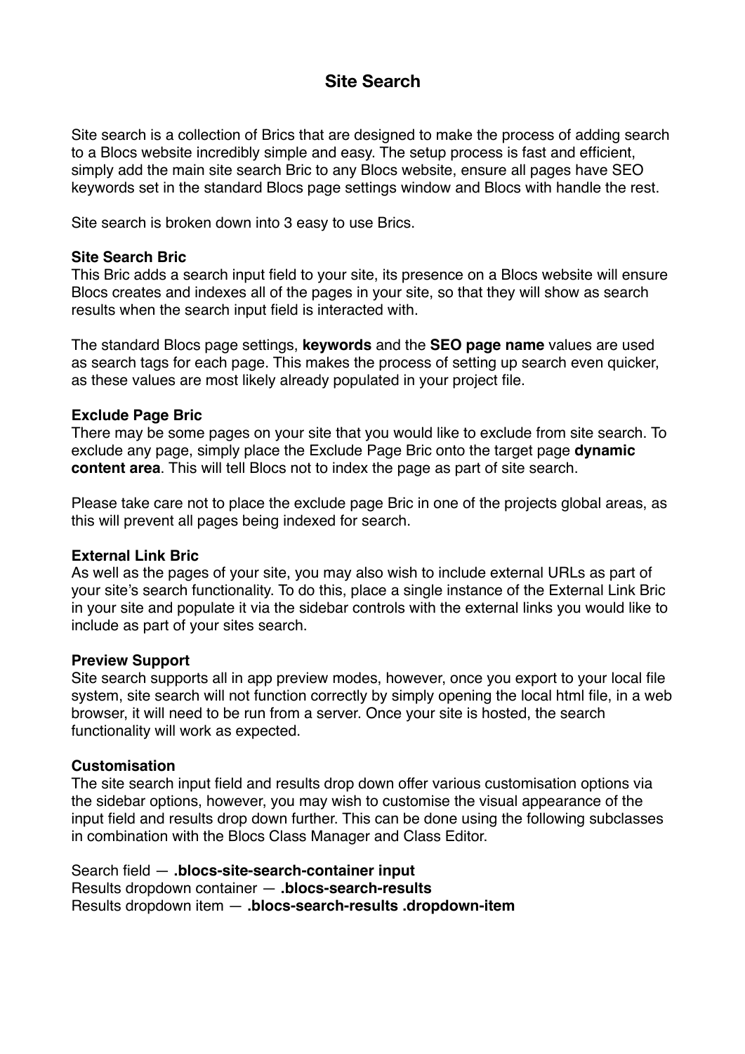# Site Search

Site search is a collection of Brics that are designed to make the process of adding search to a Blocs website incredibly simple and easy. The setup process is fast and efficient, simply add the main site search Bric to any Blocs website, ensure all pages have SEO keywords set in the standard Blocs page settings window and Blocs with handle the rest.

Site search is broken down into 3 easy to use Brics.

**Site Search Bric**
This Bric adds a search input field to your site, its presence on a Blocs website will ensure Blocs creates and indexes all of the pages in your site, so that they will show as search results when the search input field is interacted with.

The standard Blocs page settings, **keywords** and the **SEO page name** values are used as search tags for each page. This makes the process of setting up search even quicker, as these values are most likely already populated in your project file.

**Exclude Page Bric**
There may be some pages on your site that you would like to exclude from site search. To exclude any page, simply place the Exclude Page Bric onto the target page **dynamic content area**. This will tell Blocs not to index the page as part of site search.

Please take care not to place the exclude page Bric in one of the projects global areas, as this will prevent all pages being indexed for search.

**External Link Bric**
As well as the pages of your site, you may also wish to include external URLs as part of your site's search functionality. To do this, place a single instance of the External Link Bric in your site and populate it via the sidebar controls with the external links you would like to include as part of your sites search.

**Preview Support**
Site search supports all in app preview modes, however, once you export to your local file system, site search will not function correctly by simply opening the local html file, in a web browser, it will need to be run from a server. Once your site is hosted, the search functionality will work as expected.

**Customisation**
The site search input field and results drop down offer various customisation options via the sidebar options, however, you may wish to customise the visual appearance of the input field and results drop down further. This can be done using the following subclasses in combination with the Blocs Class Manager and Class Editor.

Search field — **.blocs-site-search-container input**
Results dropdown container — **.blocs-search-results**
Results dropdown item — **.blocs-search-results .dropdown-item**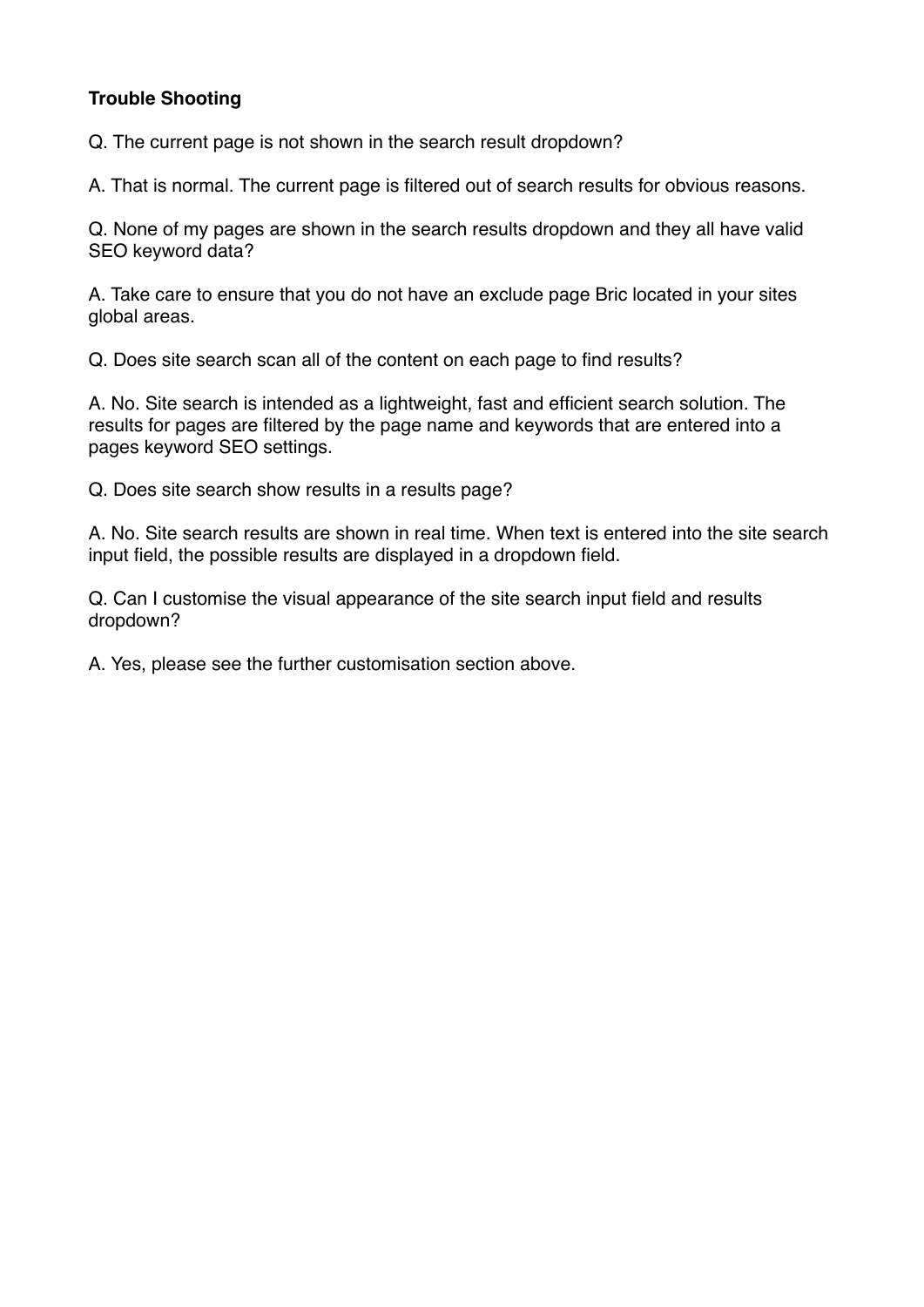**Trouble Shooting**

Q. The current page is not shown in the search result dropdown?

A. That is normal. The current page is filtered out of search results for obvious reasons.

Q. None of my pages are shown in the search results dropdown and they all have valid SEO keyword data?

A. Take care to ensure that you do not have an exclude page Bric located in your sites global areas.

Q. Does site search scan all of the content on each page to find results?

A. No. Site search is intended as a lightweight, fast and efficient search solution. The results for pages are filtered by the page name and keywords that are entered into a pages keyword SEO settings.

Q. Does site search show results in a results page?

A. No. Site search results are shown in real time. When text is entered into the site search input field, the possible results are displayed in a dropdown field.

Q. Can I customise the visual appearance of the site search input field and results dropdown?

A. Yes, please see the further customisation section above.